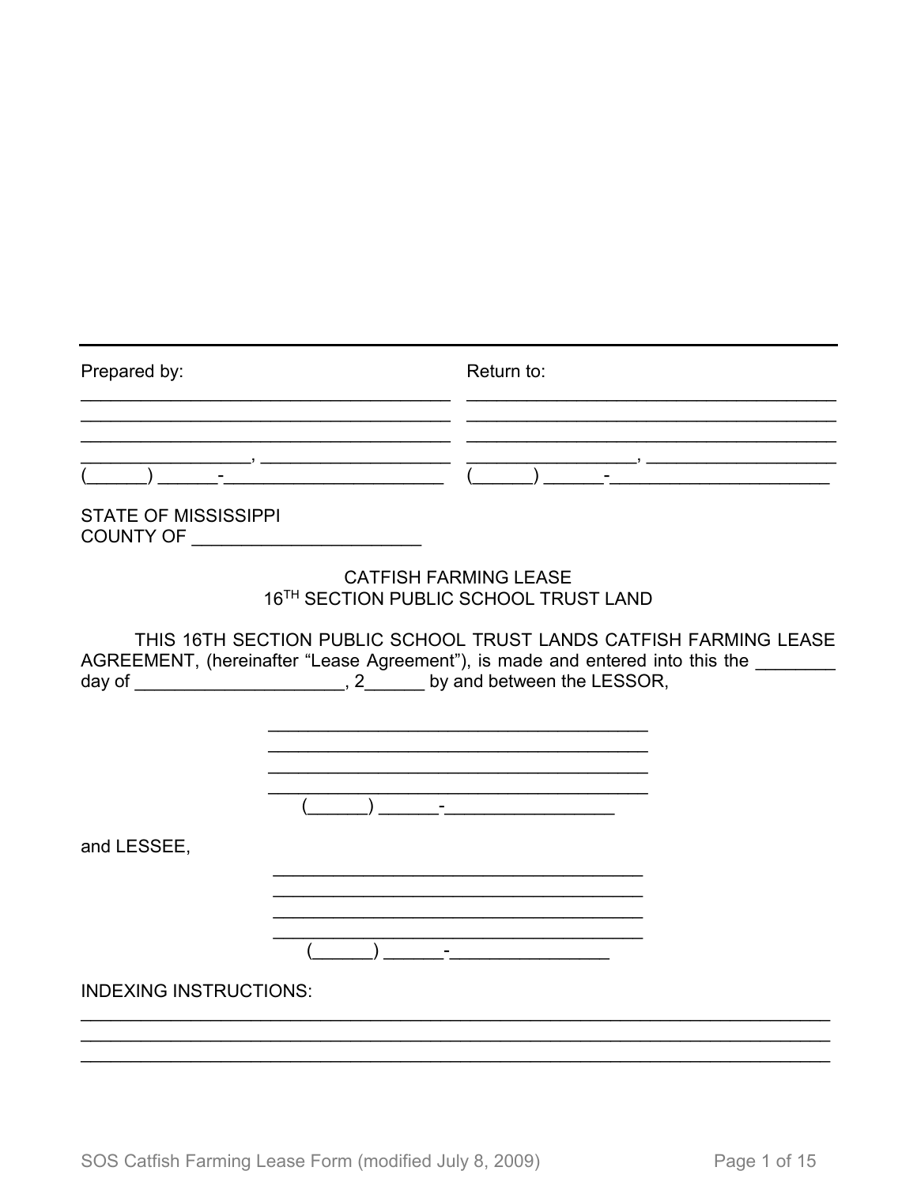---

| Prepared by: | Return to: |
|---|---|
| ____________________________________ | ____________________________________ |
| ____________________________________ | ____________________________________ |
| ____________________________________ | ____________________________________ |
| _________________, ___________________ | _________________, ___________________ |
| (______) ______-______________________ | (______) ______-______________________ |

STATE OF MISSISSIPPI
COUNTY OF ______________________

CATFISH FARMING LEASE
16TH SECTION PUBLIC SCHOOL TRUST LAND

THIS 16TH SECTION PUBLIC SCHOOL TRUST LANDS CATFISH FARMING LEASE AGREEMENT, (hereinafter "Lease Agreement"), is made and entered into this the ________ day of _____________________, 2______ by and between the LESSOR,

_______________________________________
_______________________________________
_______________________________________
_______________________________________
(______) ______-_________________

and LESSEE,

_____________________________________
_____________________________________
_____________________________________
_____________________________________
(______) ______-________________

INDEXING INSTRUCTIONS:

___________________________________________________________________________
___________________________________________________________________________
___________________________________________________________________________

SOS Catfish Farming Lease Form (modified July 8, 2009)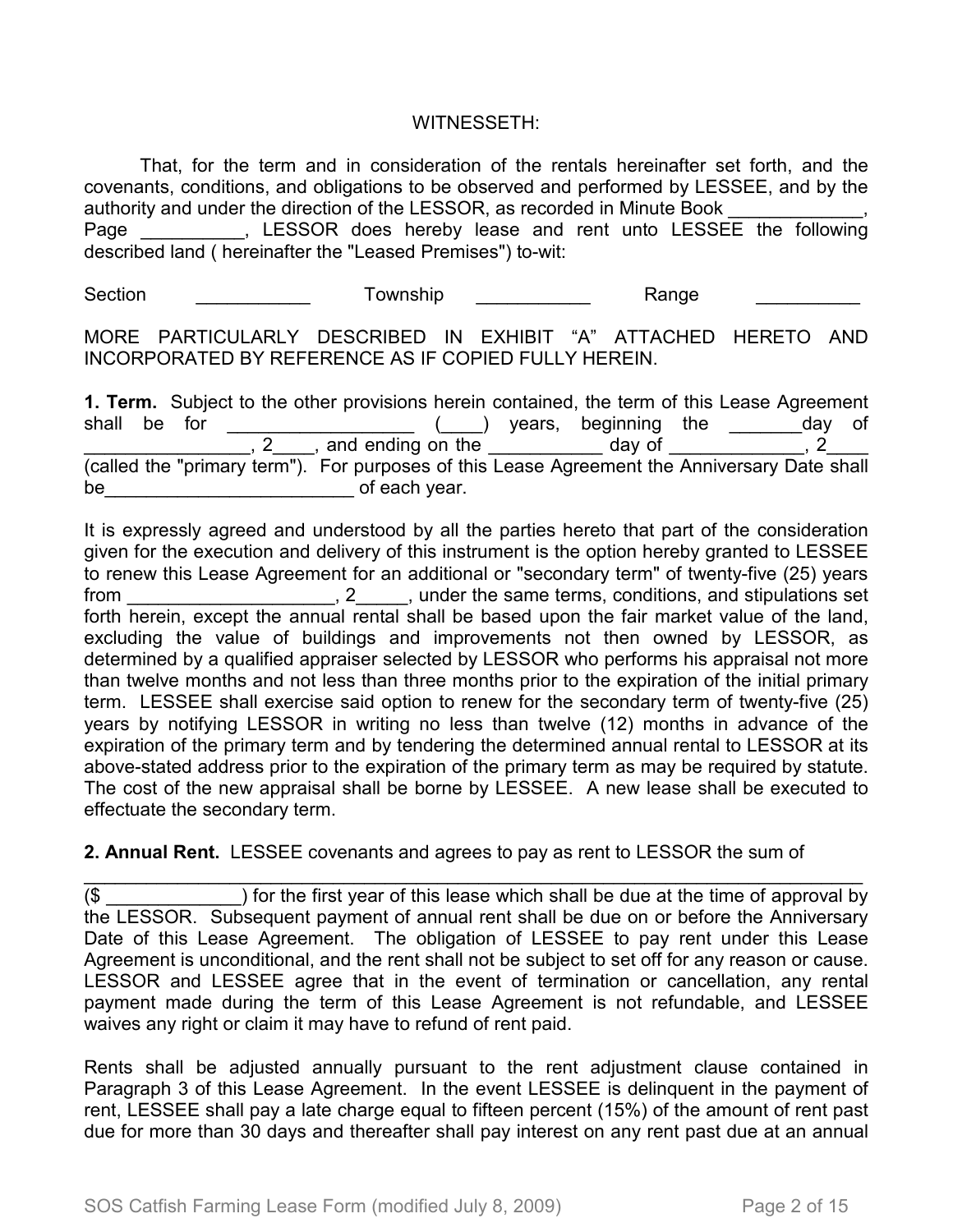WITNESSETH:

That, for the term and in consideration of the rentals hereinafter set forth, and the covenants, conditions, and obligations to be observed and performed by LESSEE, and by the authority and under the direction of the LESSOR, as recorded in Minute Book _____________, Page __________, LESSOR does hereby lease and rent unto LESSEE the following described land ( hereinafter the "Leased Premises") to-wit:

Section ___________ Township ___________ Range __________

MORE PARTICULARLY DESCRIBED IN EXHIBIT “A” ATTACHED HERETO AND INCORPORATED BY REFERENCE AS IF COPIED FULLY HEREIN.

**1. Term.** Subject to the other provisions herein contained, the term of this Lease Agreement shall be for __________________ (____) years, beginning the _______day of ________________, 2____, and ending on the ___________ day of _____________, 2____ (called the "primary term"). For purposes of this Lease Agreement the Anniversary Date shall be________________________ of each year.

It is expressly agreed and understood by all the parties hereto that part of the consideration given for the execution and delivery of this instrument is the option hereby granted to LESSEE to renew this Lease Agreement for an additional or "secondary term" of twenty-five (25) years from ____________________, 2_____, under the same terms, conditions, and stipulations set forth herein, except the annual rental shall be based upon the fair market value of the land, excluding the value of buildings and improvements not then owned by LESSOR, as determined by a qualified appraiser selected by LESSOR who performs his appraisal not more than twelve months and not less than three months prior to the expiration of the initial primary term. LESSEE shall exercise said option to renew for the secondary term of twenty-five (25) years by notifying LESSOR in writing no less than twelve (12) months in advance of the expiration of the primary term and by tendering the determined annual rental to LESSOR at its above-stated address prior to the expiration of the primary term as may be required by statute. The cost of the new appraisal shall be borne by LESSEE. A new lease shall be executed to effectuate the secondary term.

**2. Annual Rent.** LESSEE covenants and agrees to pay as rent to LESSOR the sum of

__________________________________________________________________________ ($ _____________) for the first year of this lease which shall be due at the time of approval by the LESSOR. Subsequent payment of annual rent shall be due on or before the Anniversary Date of this Lease Agreement. The obligation of LESSEE to pay rent under this Lease Agreement is unconditional, and the rent shall not be subject to set off for any reason or cause. LESSOR and LESSEE agree that in the event of termination or cancellation, any rental payment made during the term of this Lease Agreement is not refundable, and LESSEE waives any right or claim it may have to refund of rent paid.

Rents shall be adjusted annually pursuant to the rent adjustment clause contained in Paragraph 3 of this Lease Agreement. In the event LESSEE is delinquent in the payment of rent, LESSEE shall pay a late charge equal to fifteen percent (15%) of the amount of rent past due for more than 30 days and thereafter shall pay interest on any rent past due at an annual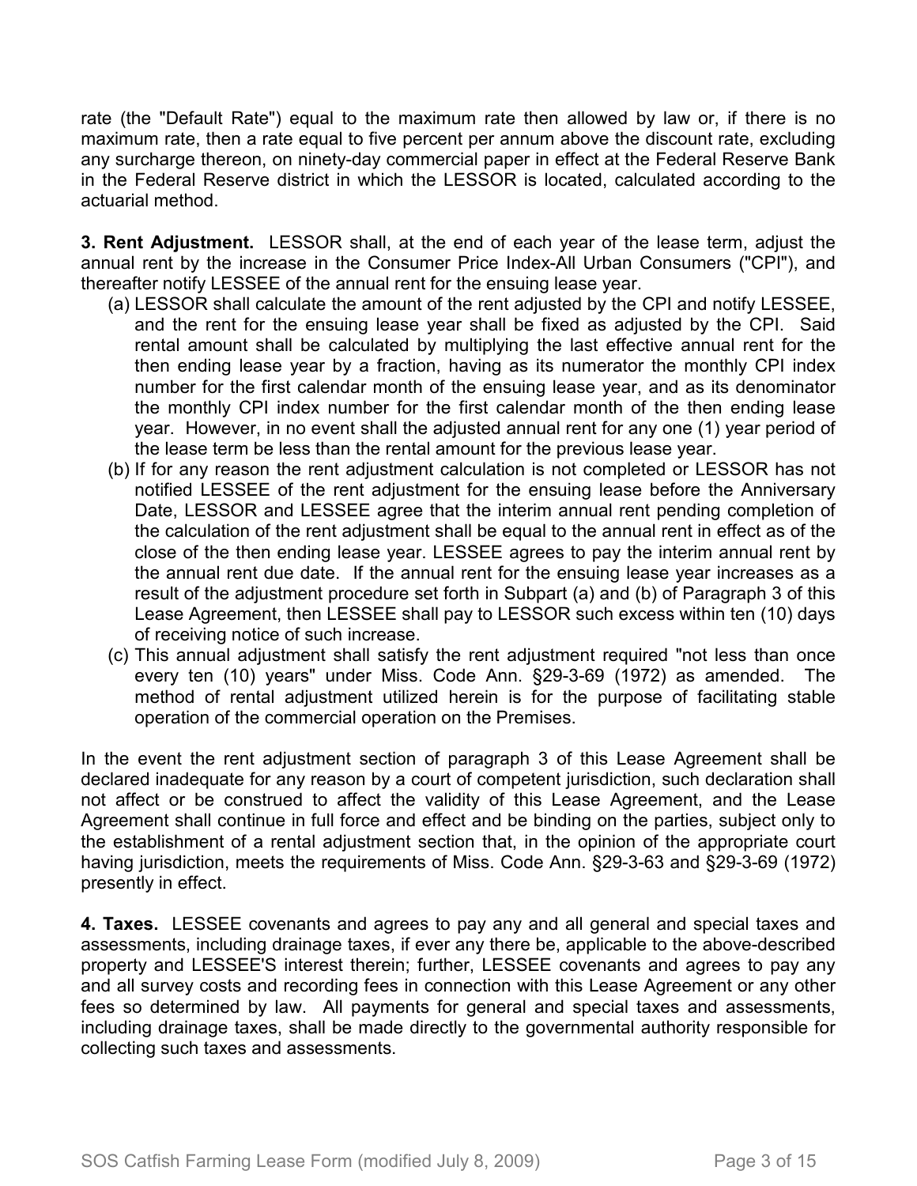rate (the "Default Rate") equal to the maximum rate then allowed by law or, if there is no maximum rate, then a rate equal to five percent per annum above the discount rate, excluding any surcharge thereon, on ninety-day commercial paper in effect at the Federal Reserve Bank in the Federal Reserve district in which the LESSOR is located, calculated according to the actuarial method.

**3. Rent Adjustment.** LESSOR shall, at the end of each year of the lease term, adjust the annual rent by the increase in the Consumer Price Index-All Urban Consumers ("CPI"), and thereafter notify LESSEE of the annual rent for the ensuing lease year.

(a) LESSOR shall calculate the amount of the rent adjusted by the CPI and notify LESSEE, and the rent for the ensuing lease year shall be fixed as adjusted by the CPI. Said rental amount shall be calculated by multiplying the last effective annual rent for the then ending lease year by a fraction, having as its numerator the monthly CPI index number for the first calendar month of the ensuing lease year, and as its denominator the monthly CPI index number for the first calendar month of the then ending lease year. However, in no event shall the adjusted annual rent for any one (1) year period of the lease term be less than the rental amount for the previous lease year.

(b) If for any reason the rent adjustment calculation is not completed or LESSOR has not notified LESSEE of the rent adjustment for the ensuing lease before the Anniversary Date, LESSOR and LESSEE agree that the interim annual rent pending completion of the calculation of the rent adjustment shall be equal to the annual rent in effect as of the close of the then ending lease year. LESSEE agrees to pay the interim annual rent by the annual rent due date. If the annual rent for the ensuing lease year increases as a result of the adjustment procedure set forth in Subpart (a) and (b) of Paragraph 3 of this Lease Agreement, then LESSEE shall pay to LESSOR such excess within ten (10) days of receiving notice of such increase.

(c) This annual adjustment shall satisfy the rent adjustment required "not less than once every ten (10) years" under Miss. Code Ann. §29-3-69 (1972) as amended. The method of rental adjustment utilized herein is for the purpose of facilitating stable operation of the commercial operation on the Premises.

In the event the rent adjustment section of paragraph 3 of this Lease Agreement shall be declared inadequate for any reason by a court of competent jurisdiction, such declaration shall not affect or be construed to affect the validity of this Lease Agreement, and the Lease Agreement shall continue in full force and effect and be binding on the parties, subject only to the establishment of a rental adjustment section that, in the opinion of the appropriate court having jurisdiction, meets the requirements of Miss. Code Ann. §29-3-63 and §29-3-69 (1972) presently in effect.

**4. Taxes.** LESSEE covenants and agrees to pay any and all general and special taxes and assessments, including drainage taxes, if ever any there be, applicable to the above-described property and LESSEE'S interest therein; further, LESSEE covenants and agrees to pay any and all survey costs and recording fees in connection with this Lease Agreement or any other fees so determined by law. All payments for general and special taxes and assessments, including drainage taxes, shall be made directly to the governmental authority responsible for collecting such taxes and assessments.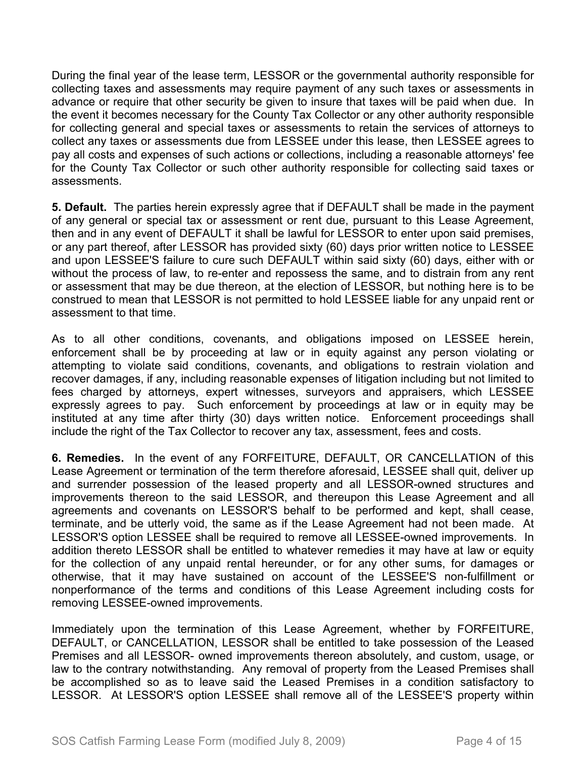During the final year of the lease term, LESSOR or the governmental authority responsible for collecting taxes and assessments may require payment of any such taxes or assessments in advance or require that other security be given to insure that taxes will be paid when due. In the event it becomes necessary for the County Tax Collector or any other authority responsible for collecting general and special taxes or assessments to retain the services of attorneys to collect any taxes or assessments due from LESSEE under this lease, then LESSEE agrees to pay all costs and expenses of such actions or collections, including a reasonable attorneys' fee for the County Tax Collector or such other authority responsible for collecting said taxes or assessments.

**5. Default.** The parties herein expressly agree that if DEFAULT shall be made in the payment of any general or special tax or assessment or rent due, pursuant to this Lease Agreement, then and in any event of DEFAULT it shall be lawful for LESSOR to enter upon said premises, or any part thereof, after LESSOR has provided sixty (60) days prior written notice to LESSEE and upon LESSEE'S failure to cure such DEFAULT within said sixty (60) days, either with or without the process of law, to re-enter and repossess the same, and to distrain from any rent or assessment that may be due thereon, at the election of LESSOR, but nothing here is to be construed to mean that LESSOR is not permitted to hold LESSEE liable for any unpaid rent or assessment to that time.

As to all other conditions, covenants, and obligations imposed on LESSEE herein, enforcement shall be by proceeding at law or in equity against any person violating or attempting to violate said conditions, covenants, and obligations to restrain violation and recover damages, if any, including reasonable expenses of litigation including but not limited to fees charged by attorneys, expert witnesses, surveyors and appraisers, which LESSEE expressly agrees to pay. Such enforcement by proceedings at law or in equity may be instituted at any time after thirty (30) days written notice. Enforcement proceedings shall include the right of the Tax Collector to recover any tax, assessment, fees and costs.

**6. Remedies.** In the event of any FORFEITURE, DEFAULT, OR CANCELLATION of this Lease Agreement or termination of the term therefore aforesaid, LESSEE shall quit, deliver up and surrender possession of the leased property and all LESSOR-owned structures and improvements thereon to the said LESSOR, and thereupon this Lease Agreement and all agreements and covenants on LESSOR'S behalf to be performed and kept, shall cease, terminate, and be utterly void, the same as if the Lease Agreement had not been made. At LESSOR'S option LESSEE shall be required to remove all LESSEE-owned improvements. In addition thereto LESSOR shall be entitled to whatever remedies it may have at law or equity for the collection of any unpaid rental hereunder, or for any other sums, for damages or otherwise, that it may have sustained on account of the LESSEE'S non-fulfillment or nonperformance of the terms and conditions of this Lease Agreement including costs for removing LESSEE-owned improvements.

Immediately upon the termination of this Lease Agreement, whether by FORFEITURE, DEFAULT, or CANCELLATION, LESSOR shall be entitled to take possession of the Leased Premises and all LESSOR- owned improvements thereon absolutely, and custom, usage, or law to the contrary notwithstanding. Any removal of property from the Leased Premises shall be accomplished so as to leave said the Leased Premises in a condition satisfactory to LESSOR. At LESSOR'S option LESSEE shall remove all of the LESSEE'S property within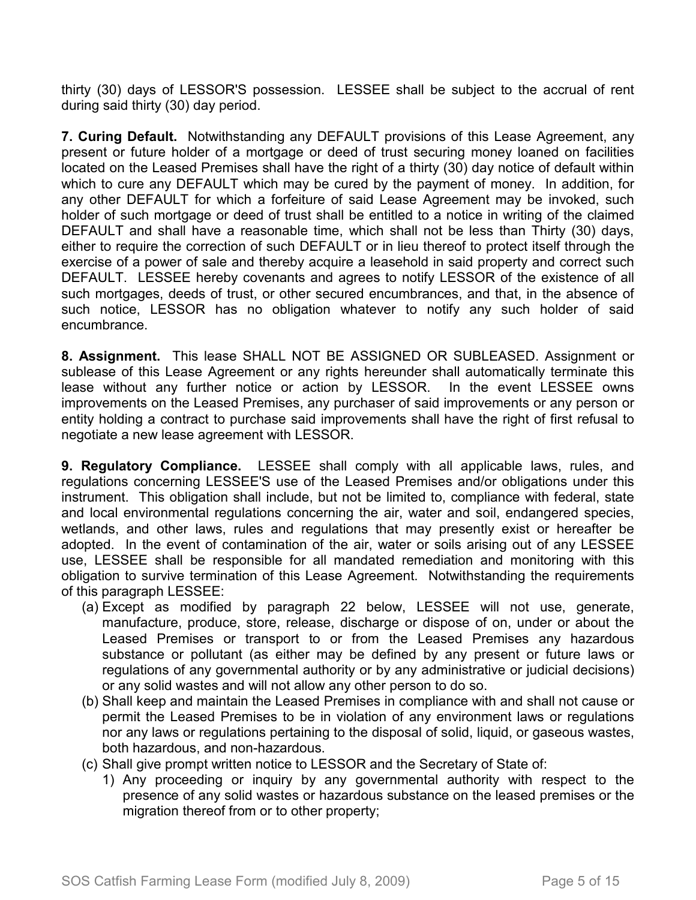thirty (30) days of LESSOR'S possession. LESSEE shall be subject to the accrual of rent during said thirty (30) day period.

**7. Curing Default.** Notwithstanding any DEFAULT provisions of this Lease Agreement, any present or future holder of a mortgage or deed of trust securing money loaned on facilities located on the Leased Premises shall have the right of a thirty (30) day notice of default within which to cure any DEFAULT which may be cured by the payment of money. In addition, for any other DEFAULT for which a forfeiture of said Lease Agreement may be invoked, such holder of such mortgage or deed of trust shall be entitled to a notice in writing of the claimed DEFAULT and shall have a reasonable time, which shall not be less than Thirty (30) days, either to require the correction of such DEFAULT or in lieu thereof to protect itself through the exercise of a power of sale and thereby acquire a leasehold in said property and correct such DEFAULT. LESSEE hereby covenants and agrees to notify LESSOR of the existence of all such mortgages, deeds of trust, or other secured encumbrances, and that, in the absence of such notice, LESSOR has no obligation whatever to notify any such holder of said encumbrance.

**8. Assignment.** This lease SHALL NOT BE ASSIGNED OR SUBLEASED. Assignment or sublease of this Lease Agreement or any rights hereunder shall automatically terminate this lease without any further notice or action by LESSOR. In the event LESSEE owns improvements on the Leased Premises, any purchaser of said improvements or any person or entity holding a contract to purchase said improvements shall have the right of first refusal to negotiate a new lease agreement with LESSOR.

**9. Regulatory Compliance.** LESSEE shall comply with all applicable laws, rules, and regulations concerning LESSEE'S use of the Leased Premises and/or obligations under this instrument. This obligation shall include, but not be limited to, compliance with federal, state and local environmental regulations concerning the air, water and soil, endangered species, wetlands, and other laws, rules and regulations that may presently exist or hereafter be adopted. In the event of contamination of the air, water or soils arising out of any LESSEE use, LESSEE shall be responsible for all mandated remediation and monitoring with this obligation to survive termination of this Lease Agreement. Notwithstanding the requirements of this paragraph LESSEE:

(a) Except as modified by paragraph 22 below, LESSEE will not use, generate, manufacture, produce, store, release, discharge or dispose of on, under or about the Leased Premises or transport to or from the Leased Premises any hazardous substance or pollutant (as either may be defined by any present or future laws or regulations of any governmental authority or by any administrative or judicial decisions) or any solid wastes and will not allow any other person to do so.

(b) Shall keep and maintain the Leased Premises in compliance with and shall not cause or permit the Leased Premises to be in violation of any environment laws or regulations nor any laws or regulations pertaining to the disposal of solid, liquid, or gaseous wastes, both hazardous, and non-hazardous.

(c) Shall give prompt written notice to LESSOR and the Secretary of State of:

1) Any proceeding or inquiry by any governmental authority with respect to the presence of any solid wastes or hazardous substance on the leased premises or the migration thereof from or to other property;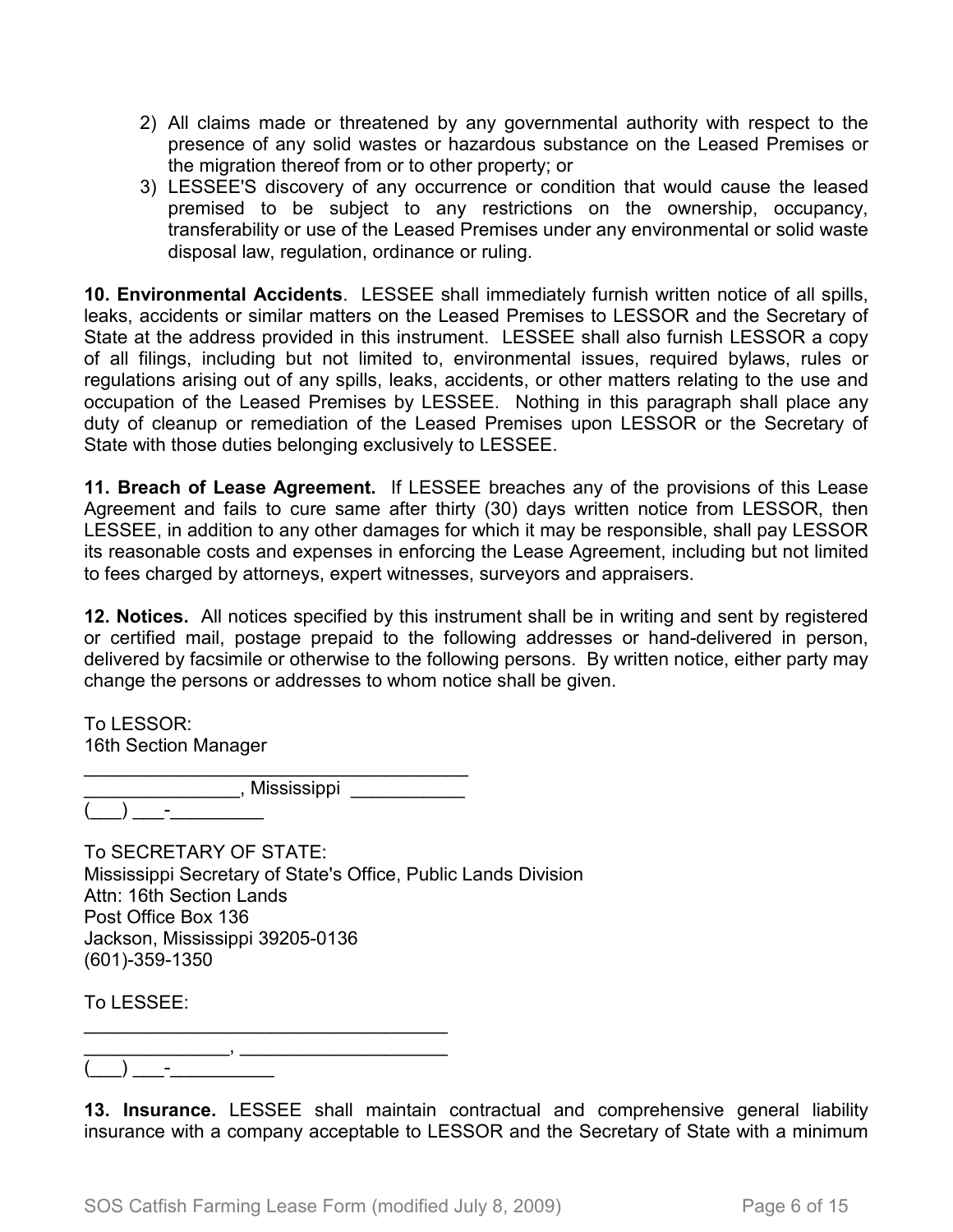2) All claims made or threatened by any governmental authority with respect to the presence of any solid wastes or hazardous substance on the Leased Premises or the migration thereof from or to other property; or
3) LESSEE'S discovery of any occurrence or condition that would cause the leased premised to be subject to any restrictions on the ownership, occupancy, transferability or use of the Leased Premises under any environmental or solid waste disposal law, regulation, ordinance or ruling.

**10. Environmental Accidents**. LESSEE shall immediately furnish written notice of all spills, leaks, accidents or similar matters on the Leased Premises to LESSOR and the Secretary of State at the address provided in this instrument. LESSEE shall also furnish LESSOR a copy of all filings, including but not limited to, environmental issues, required bylaws, rules or regulations arising out of any spills, leaks, accidents, or other matters relating to the use and occupation of the Leased Premises by LESSEE. Nothing in this paragraph shall place any duty of cleanup or remediation of the Leased Premises upon LESSOR or the Secretary of State with those duties belonging exclusively to LESSEE.

**11. Breach of Lease Agreement.** If LESSEE breaches any of the provisions of this Lease Agreement and fails to cure same after thirty (30) days written notice from LESSOR, then LESSEE, in addition to any other damages for which it may be responsible, shall pay LESSOR its reasonable costs and expenses in enforcing the Lease Agreement, including but not limited to fees charged by attorneys, expert witnesses, surveyors and appraisers.

**12. Notices.** All notices specified by this instrument shall be in writing and sent by registered or certified mail, postage prepaid to the following addresses or hand-delivered in person, delivered by facsimile or otherwise to the following persons. By written notice, either party may change the persons or addresses to whom notice shall be given.

To LESSOR:
16th Section Manager
______________________________________
_______________, Mississippi ___________
(___) ___-_________

To SECRETARY OF STATE:
Mississippi Secretary of State's Office, Public Lands Division
Attn: 16th Section Lands
Post Office Box 136
Jackson, Mississippi 39205-0136
(601)-359-1350

To LESSEE:
____________________________________
______________, ____________________
(___) ___-__________

**13. Insurance.** LESSEE shall maintain contractual and comprehensive general liability insurance with a company acceptable to LESSOR and the Secretary of State with a minimum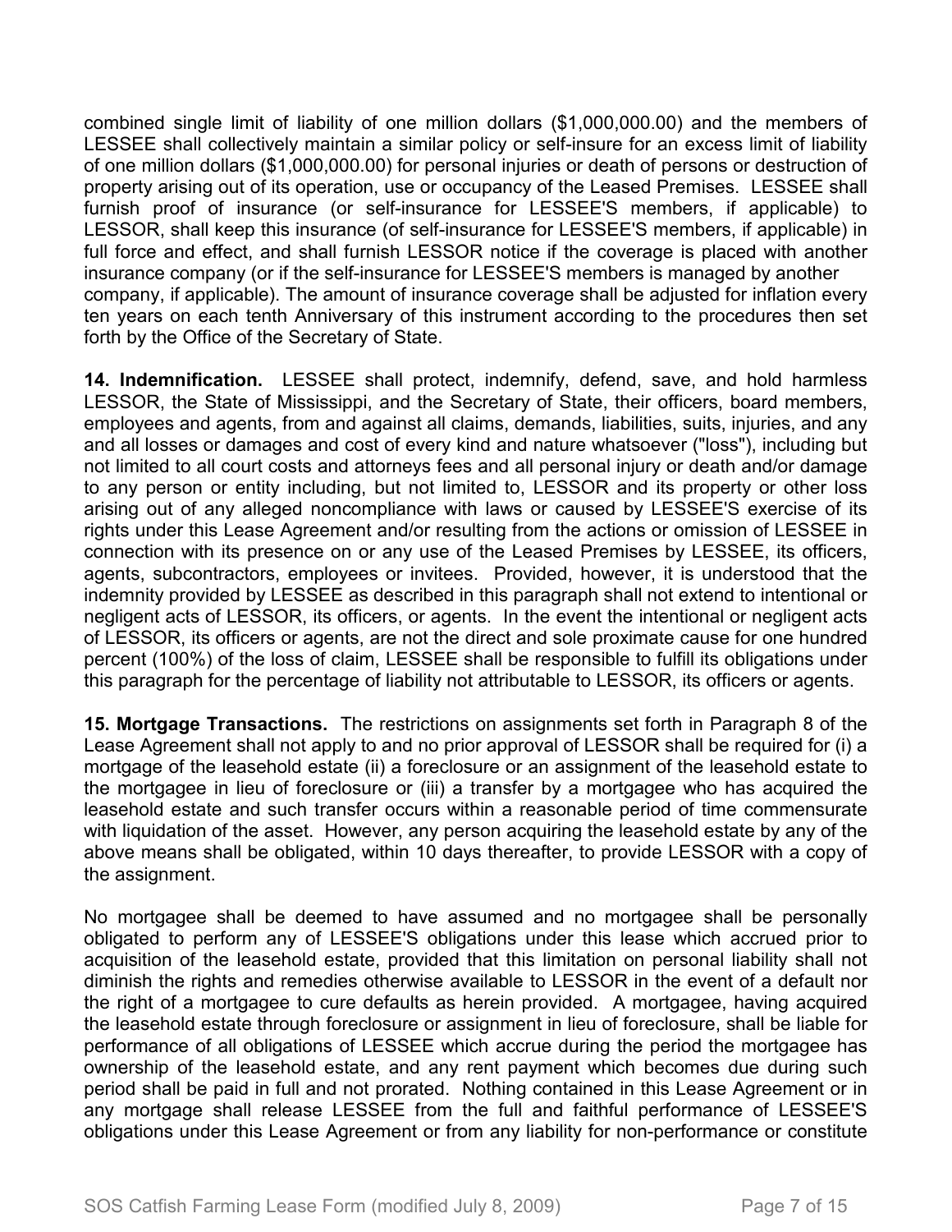combined single limit of liability of one million dollars ($1,000,000.00) and the members of LESSEE shall collectively maintain a similar policy or self-insure for an excess limit of liability of one million dollars ($1,000,000.00) for personal injuries or death of persons or destruction of property arising out of its operation, use or occupancy of the Leased Premises. LESSEE shall furnish proof of insurance (or self-insurance for LESSEE'S members, if applicable) to LESSOR, shall keep this insurance (of self-insurance for LESSEE'S members, if applicable) in full force and effect, and shall furnish LESSOR notice if the coverage is placed with another insurance company (or if the self-insurance for LESSEE'S members is managed by another company, if applicable). The amount of insurance coverage shall be adjusted for inflation every ten years on each tenth Anniversary of this instrument according to the procedures then set forth by the Office of the Secretary of State.

**14. Indemnification.** LESSEE shall protect, indemnify, defend, save, and hold harmless LESSOR, the State of Mississippi, and the Secretary of State, their officers, board members, employees and agents, from and against all claims, demands, liabilities, suits, injuries, and any and all losses or damages and cost of every kind and nature whatsoever ("loss"), including but not limited to all court costs and attorneys fees and all personal injury or death and/or damage to any person or entity including, but not limited to, LESSOR and its property or other loss arising out of any alleged noncompliance with laws or caused by LESSEE'S exercise of its rights under this Lease Agreement and/or resulting from the actions or omission of LESSEE in connection with its presence on or any use of the Leased Premises by LESSEE, its officers, agents, subcontractors, employees or invitees. Provided, however, it is understood that the indemnity provided by LESSEE as described in this paragraph shall not extend to intentional or negligent acts of LESSOR, its officers, or agents. In the event the intentional or negligent acts of LESSOR, its officers or agents, are not the direct and sole proximate cause for one hundred percent (100%) of the loss of claim, LESSEE shall be responsible to fulfill its obligations under this paragraph for the percentage of liability not attributable to LESSOR, its officers or agents.

**15. Mortgage Transactions.** The restrictions on assignments set forth in Paragraph 8 of the Lease Agreement shall not apply to and no prior approval of LESSOR shall be required for (i) a mortgage of the leasehold estate (ii) a foreclosure or an assignment of the leasehold estate to the mortgagee in lieu of foreclosure or (iii) a transfer by a mortgagee who has acquired the leasehold estate and such transfer occurs within a reasonable period of time commensurate with liquidation of the asset. However, any person acquiring the leasehold estate by any of the above means shall be obligated, within 10 days thereafter, to provide LESSOR with a copy of the assignment.

No mortgagee shall be deemed to have assumed and no mortgagee shall be personally obligated to perform any of LESSEE'S obligations under this lease which accrued prior to acquisition of the leasehold estate, provided that this limitation on personal liability shall not diminish the rights and remedies otherwise available to LESSOR in the event of a default nor the right of a mortgagee to cure defaults as herein provided. A mortgagee, having acquired the leasehold estate through foreclosure or assignment in lieu of foreclosure, shall be liable for performance of all obligations of LESSEE which accrue during the period the mortgagee has ownership of the leasehold estate, and any rent payment which becomes due during such period shall be paid in full and not prorated. Nothing contained in this Lease Agreement or in any mortgage shall release LESSEE from the full and faithful performance of LESSEE'S obligations under this Lease Agreement or from any liability for non-performance or constitute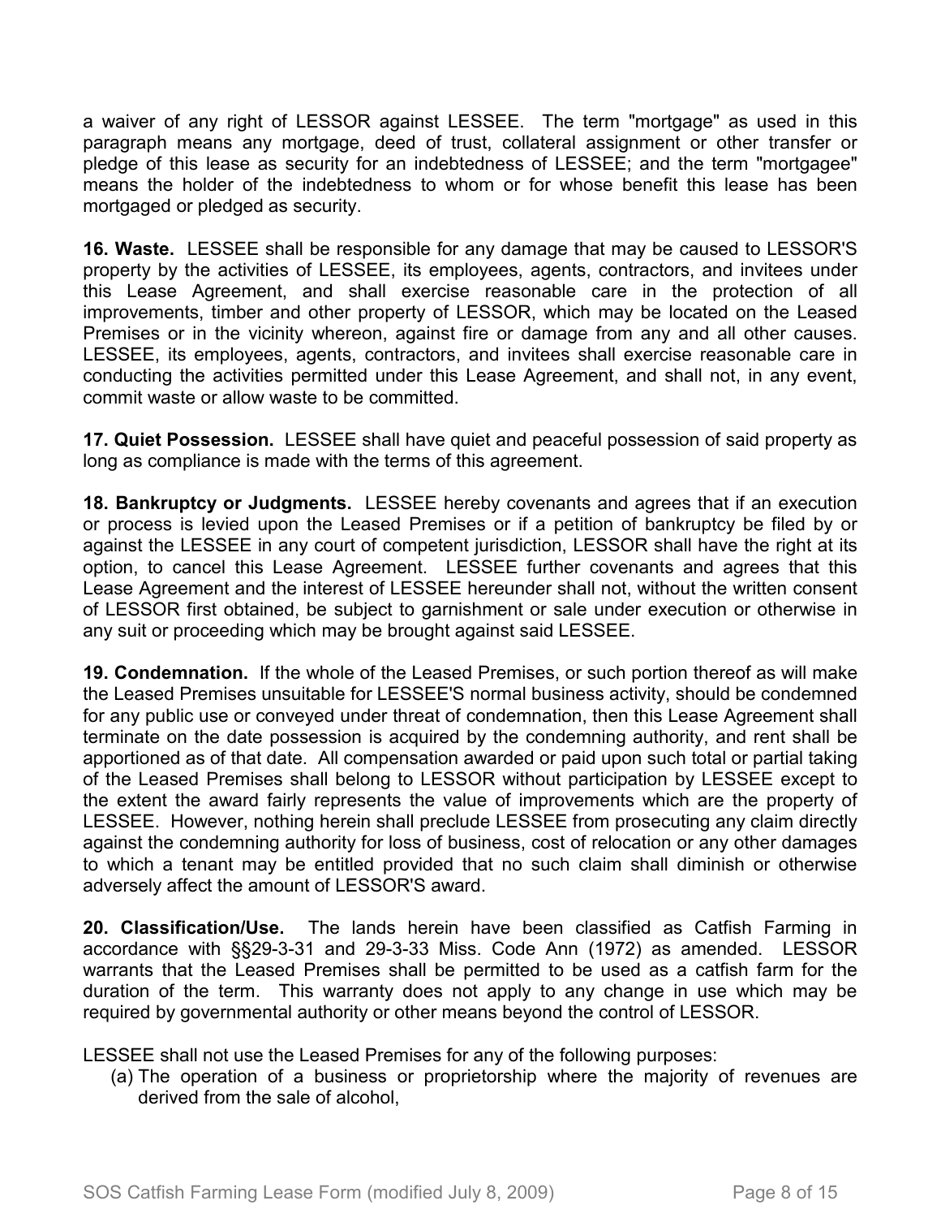a waiver of any right of LESSOR against LESSEE. The term "mortgage" as used in this paragraph means any mortgage, deed of trust, collateral assignment or other transfer or pledge of this lease as security for an indebtedness of LESSEE; and the term "mortgagee" means the holder of the indebtedness to whom or for whose benefit this lease has been mortgaged or pledged as security.

**16. Waste.** LESSEE shall be responsible for any damage that may be caused to LESSOR'S property by the activities of LESSEE, its employees, agents, contractors, and invitees under this Lease Agreement, and shall exercise reasonable care in the protection of all improvements, timber and other property of LESSOR, which may be located on the Leased Premises or in the vicinity whereon, against fire or damage from any and all other causes. LESSEE, its employees, agents, contractors, and invitees shall exercise reasonable care in conducting the activities permitted under this Lease Agreement, and shall not, in any event, commit waste or allow waste to be committed.

**17. Quiet Possession.** LESSEE shall have quiet and peaceful possession of said property as long as compliance is made with the terms of this agreement.

**18. Bankruptcy or Judgments.** LESSEE hereby covenants and agrees that if an execution or process is levied upon the Leased Premises or if a petition of bankruptcy be filed by or against the LESSEE in any court of competent jurisdiction, LESSOR shall have the right at its option, to cancel this Lease Agreement. LESSEE further covenants and agrees that this Lease Agreement and the interest of LESSEE hereunder shall not, without the written consent of LESSOR first obtained, be subject to garnishment or sale under execution or otherwise in any suit or proceeding which may be brought against said LESSEE.

**19. Condemnation.** If the whole of the Leased Premises, or such portion thereof as will make the Leased Premises unsuitable for LESSEE'S normal business activity, should be condemned for any public use or conveyed under threat of condemnation, then this Lease Agreement shall terminate on the date possession is acquired by the condemning authority, and rent shall be apportioned as of that date. All compensation awarded or paid upon such total or partial taking of the Leased Premises shall belong to LESSOR without participation by LESSEE except to the extent the award fairly represents the value of improvements which are the property of LESSEE. However, nothing herein shall preclude LESSEE from prosecuting any claim directly against the condemning authority for loss of business, cost of relocation or any other damages to which a tenant may be entitled provided that no such claim shall diminish or otherwise adversely affect the amount of LESSOR'S award.

**20. Classification/Use.** The lands herein have been classified as Catfish Farming in accordance with §§29-3-31 and 29-3-33 Miss. Code Ann (1972) as amended. LESSOR warrants that the Leased Premises shall be permitted to be used as a catfish farm for the duration of the term. This warranty does not apply to any change in use which may be required by governmental authority or other means beyond the control of LESSOR.

LESSEE shall not use the Leased Premises for any of the following purposes:

(a) The operation of a business or proprietorship where the majority of revenues are derived from the sale of alcohol,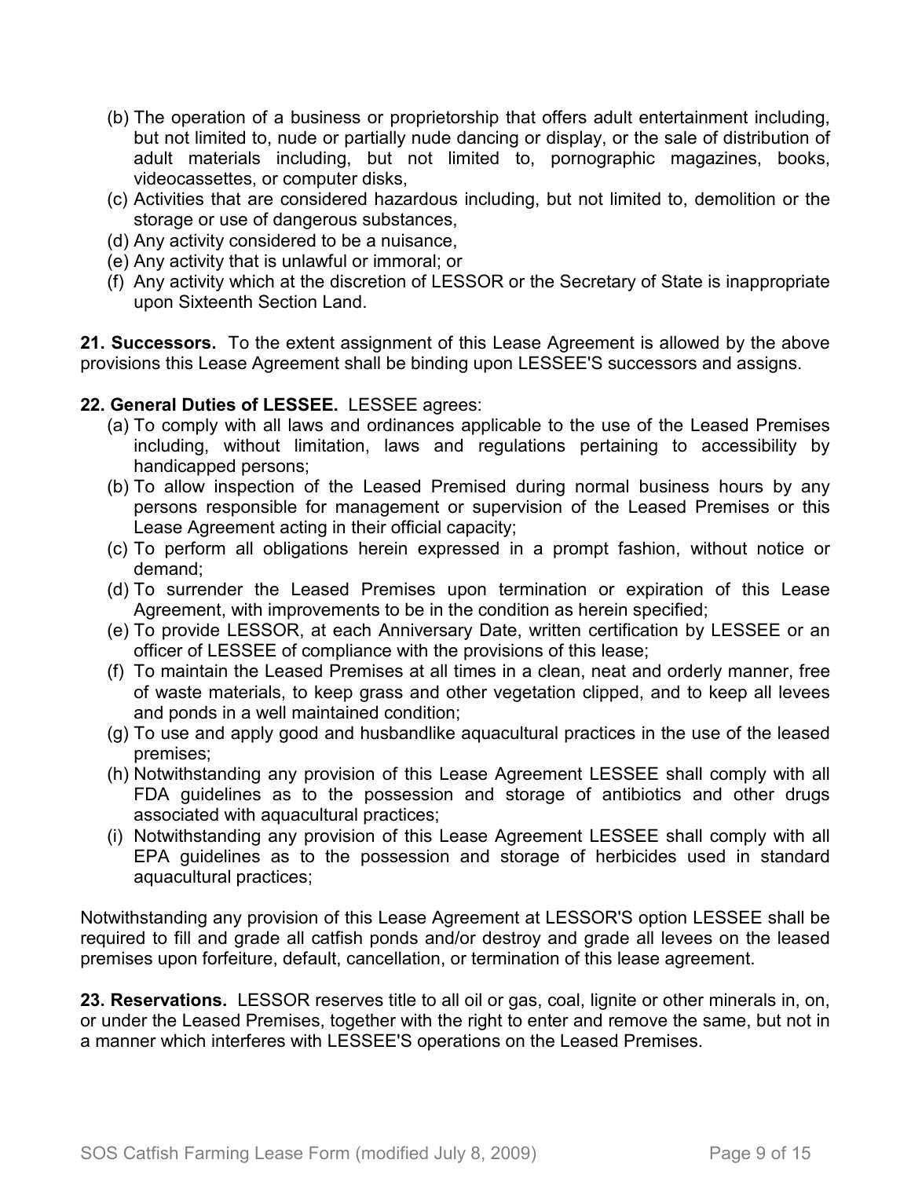(b) The operation of a business or proprietorship that offers adult entertainment including, but not limited to, nude or partially nude dancing or display, or the sale of distribution of adult materials including, but not limited to, pornographic magazines, books, videocassettes, or computer disks,
(c) Activities that are considered hazardous including, but not limited to, demolition or the storage or use of dangerous substances,
(d) Any activity considered to be a nuisance,
(e) Any activity that is unlawful or immoral; or
(f) Any activity which at the discretion of LESSOR or the Secretary of State is inappropriate upon Sixteenth Section Land.

**21. Successors.** To the extent assignment of this Lease Agreement is allowed by the above provisions this Lease Agreement shall be binding upon LESSEE'S successors and assigns.

**22. General Duties of LESSEE.** LESSEE agrees:

(a) To comply with all laws and ordinances applicable to the use of the Leased Premises including, without limitation, laws and regulations pertaining to accessibility by handicapped persons;
(b) To allow inspection of the Leased Premised during normal business hours by any persons responsible for management or supervision of the Leased Premises or this Lease Agreement acting in their official capacity;
(c) To perform all obligations herein expressed in a prompt fashion, without notice or demand;
(d) To surrender the Leased Premises upon termination or expiration of this Lease Agreement, with improvements to be in the condition as herein specified;
(e) To provide LESSOR, at each Anniversary Date, written certification by LESSEE or an officer of LESSEE of compliance with the provisions of this lease;
(f) To maintain the Leased Premises at all times in a clean, neat and orderly manner, free of waste materials, to keep grass and other vegetation clipped, and to keep all levees and ponds in a well maintained condition;
(g) To use and apply good and husbandlike aquacultural practices in the use of the leased premises;
(h) Notwithstanding any provision of this Lease Agreement LESSEE shall comply with all FDA guidelines as to the possession and storage of antibiotics and other drugs associated with aquacultural practices;
(i) Notwithstanding any provision of this Lease Agreement LESSEE shall comply with all EPA guidelines as to the possession and storage of herbicides used in standard aquacultural practices;

Notwithstanding any provision of this Lease Agreement at LESSOR'S option LESSEE shall be required to fill and grade all catfish ponds and/or destroy and grade all levees on the leased premises upon forfeiture, default, cancellation, or termination of this lease agreement.

**23. Reservations.** LESSOR reserves title to all oil or gas, coal, lignite or other minerals in, on, or under the Leased Premises, together with the right to enter and remove the same, but not in a manner which interferes with LESSEE'S operations on the Leased Premises.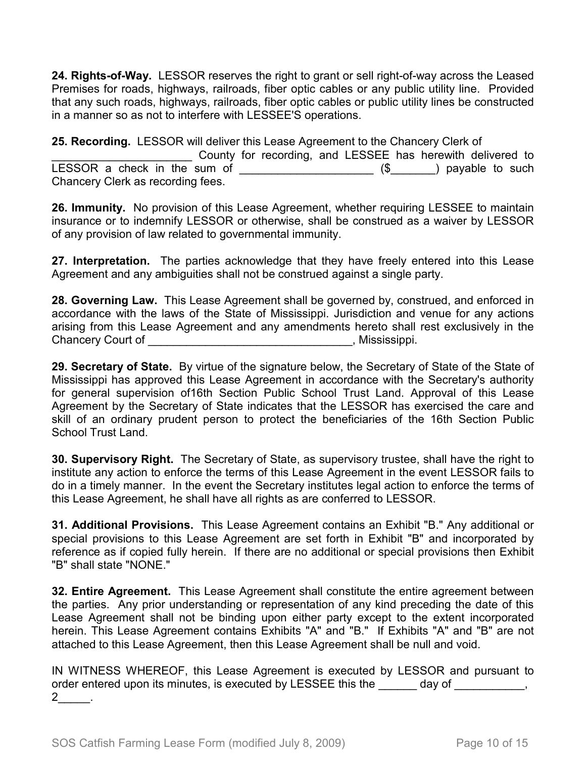**24. Rights-of-Way.** LESSOR reserves the right to grant or sell right-of-way across the Leased Premises for roads, highways, railroads, fiber optic cables or any public utility line. Provided that any such roads, highways, railroads, fiber optic cables or public utility lines be constructed in a manner so as not to interfere with LESSEE'S operations.

**25. Recording.** LESSOR will deliver this Lease Agreement to the Chancery Clerk of ______________________ County for recording, and LESSEE has herewith delivered to LESSOR a check in the sum of _____________________ ($_______) payable to such Chancery Clerk as recording fees.

**26. Immunity.** No provision of this Lease Agreement, whether requiring LESSEE to maintain insurance or to indemnify LESSOR or otherwise, shall be construed as a waiver by LESSOR of any provision of law related to governmental immunity.

**27. Interpretation.** The parties acknowledge that they have freely entered into this Lease Agreement and any ambiguities shall not be construed against a single party.

**28. Governing Law.** This Lease Agreement shall be governed by, construed, and enforced in accordance with the laws of the State of Mississippi. Jurisdiction and venue for any actions arising from this Lease Agreement and any amendments hereto shall rest exclusively in the Chancery Court of ________________________________, Mississippi.

**29. Secretary of State.** By virtue of the signature below, the Secretary of State of the State of Mississippi has approved this Lease Agreement in accordance with the Secretary's authority for general supervision of16th Section Public School Trust Land. Approval of this Lease Agreement by the Secretary of State indicates that the LESSOR has exercised the care and skill of an ordinary prudent person to protect the beneficiaries of the 16th Section Public School Trust Land.

**30. Supervisory Right.** The Secretary of State, as supervisory trustee, shall have the right to institute any action to enforce the terms of this Lease Agreement in the event LESSOR fails to do in a timely manner. In the event the Secretary institutes legal action to enforce the terms of this Lease Agreement, he shall have all rights as are conferred to LESSOR.

**31. Additional Provisions.** This Lease Agreement contains an Exhibit "B." Any additional or special provisions to this Lease Agreement are set forth in Exhibit "B" and incorporated by reference as if copied fully herein. If there are no additional or special provisions then Exhibit "B" shall state "NONE."

**32. Entire Agreement.** This Lease Agreement shall constitute the entire agreement between the parties. Any prior understanding or representation of any kind preceding the date of this Lease Agreement shall not be binding upon either party except to the extent incorporated herein. This Lease Agreement contains Exhibits "A" and "B." If Exhibits "A" and "B" are not attached to this Lease Agreement, then this Lease Agreement shall be null and void.

IN WITNESS WHEREOF, this Lease Agreement is executed by LESSOR and pursuant to order entered upon its minutes, is executed by LESSEE this the ______ day of ___________, 2_____.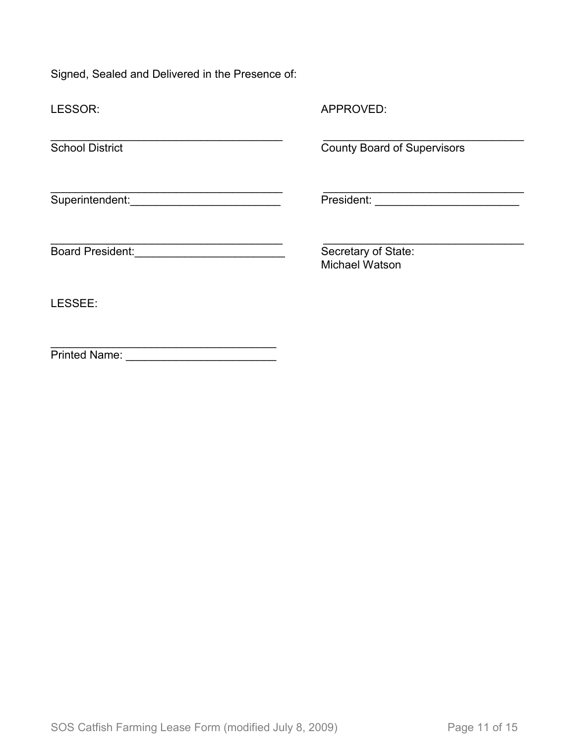Signed, Sealed and Delivered in the Presence of:

LESSOR:

______________________________________
School District

______________________________________
Superintendent:________________________

______________________________________
Board President:________________________

APPROVED:

_________________________________
County Board of Supervisors

_________________________________
President: _______________________

_________________________________
Secretary of State:
Michael Watson

LESSEE:

_____________________________________
Printed Name: _______________________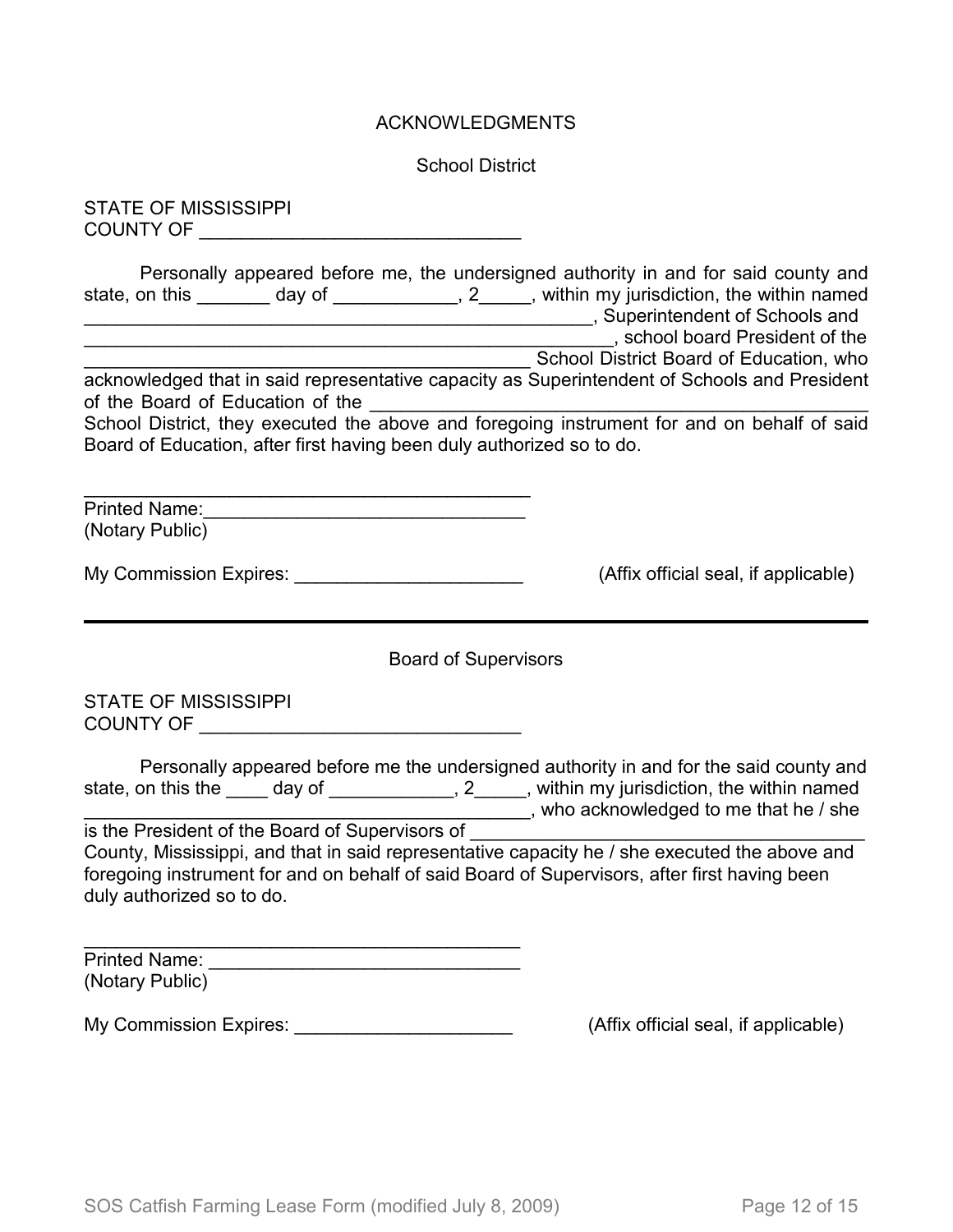## ACKNOWLEDGMENTS

### School District

STATE OF MISSISSIPPI
COUNTY OF ______________________________

Personally appeared before me, the undersigned authority in and for said county and state, on this _______ day of ____________, 2_____, within my jurisdiction, the within named ____________________________________________________, Superintendent of Schools and ______________________________________________________, school board President of the ______________________________________________ School District Board of Education, who acknowledged that in said representative capacity as Superintendent of Schools and President of the Board of Education of the ___________________________________________________ School District, they executed the above and foregoing instrument for and on behalf of said Board of Education, after first having been duly authorized so to do.

_____________________________________________
Printed Name:_______________________________
(Notary Public)

My Commission Expires: ______________________ (Affix official seal, if applicable)

---

### Board of Supervisors

STATE OF MISSISSIPPI
COUNTY OF ______________________________

Personally appeared before me the undersigned authority in and for the said county and state, on this the ____ day of ____________, 2_____, within my jurisdiction, the within named _____________________________________________, who acknowledged to me that he / she is the President of the Board of Supervisors of ________________________________________ County, Mississippi, and that in said representative capacity he / she executed the above and foregoing instrument for and on behalf of said Board of Supervisors, after first having been duly authorized so to do.

_____________________________________________
Printed Name: ______________________________
(Notary Public)

My Commission Expires: _____________________ (Affix official seal, if applicable)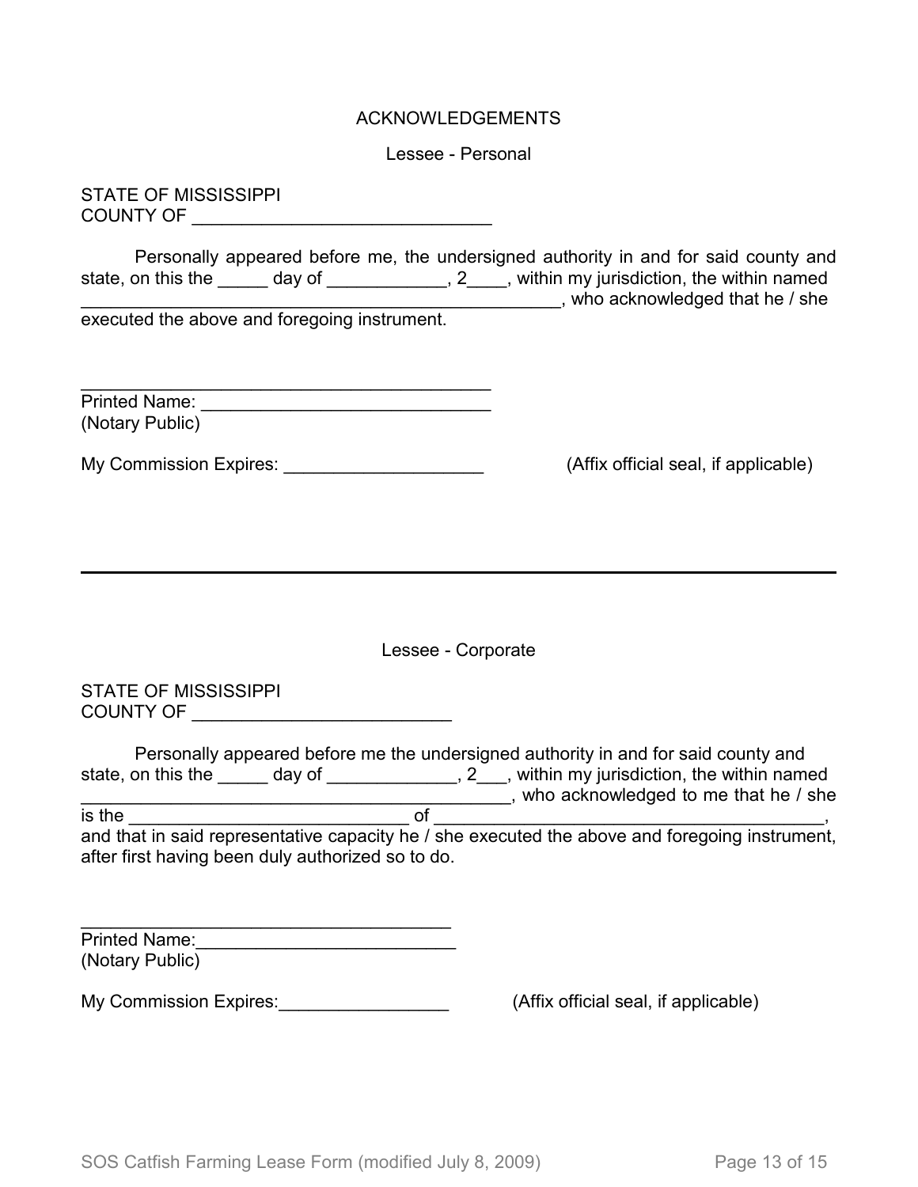# ACKNOWLEDGEMENTS

## Lessee - Personal

STATE OF MISSISSIPPI
COUNTY OF ______________________________

Personally appeared before me, the undersigned authority in and for said county and state, on this the _____ day of ____________, 2____, within my jurisdiction, the within named _________________________________________________, who acknowledged that he / she executed the above and foregoing instrument.

__________________________________________
Printed Name: ______________________________
(Notary Public)

My Commission Expires: ____________________ (Affix official seal, if applicable)

---

## Lessee - Corporate

STATE OF MISSISSIPPI
COUNTY OF __________________________

Personally appeared before me the undersigned authority in and for said county and state, on this the _____ day of _____________, 2___, within my jurisdiction, the within named ___________________________________________, who acknowledged to me that he / she is the ____________________________ of ________________________________________, and that in said representative capacity he / she executed the above and foregoing instrument, after first having been duly authorized so to do.

______________________________________
Printed Name:__________________________
(Notary Public)

My Commission Expires:_________________ (Affix official seal, if applicable)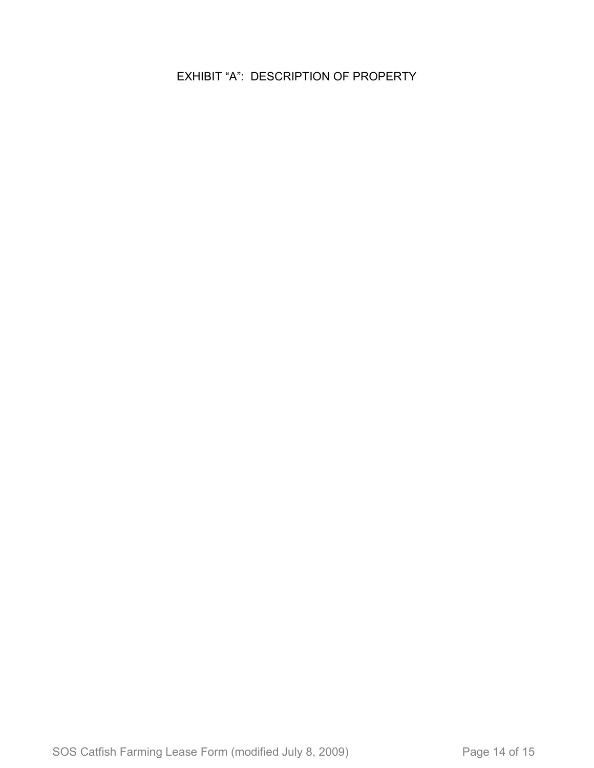# EXHIBIT "A": DESCRIPTION OF PROPERTY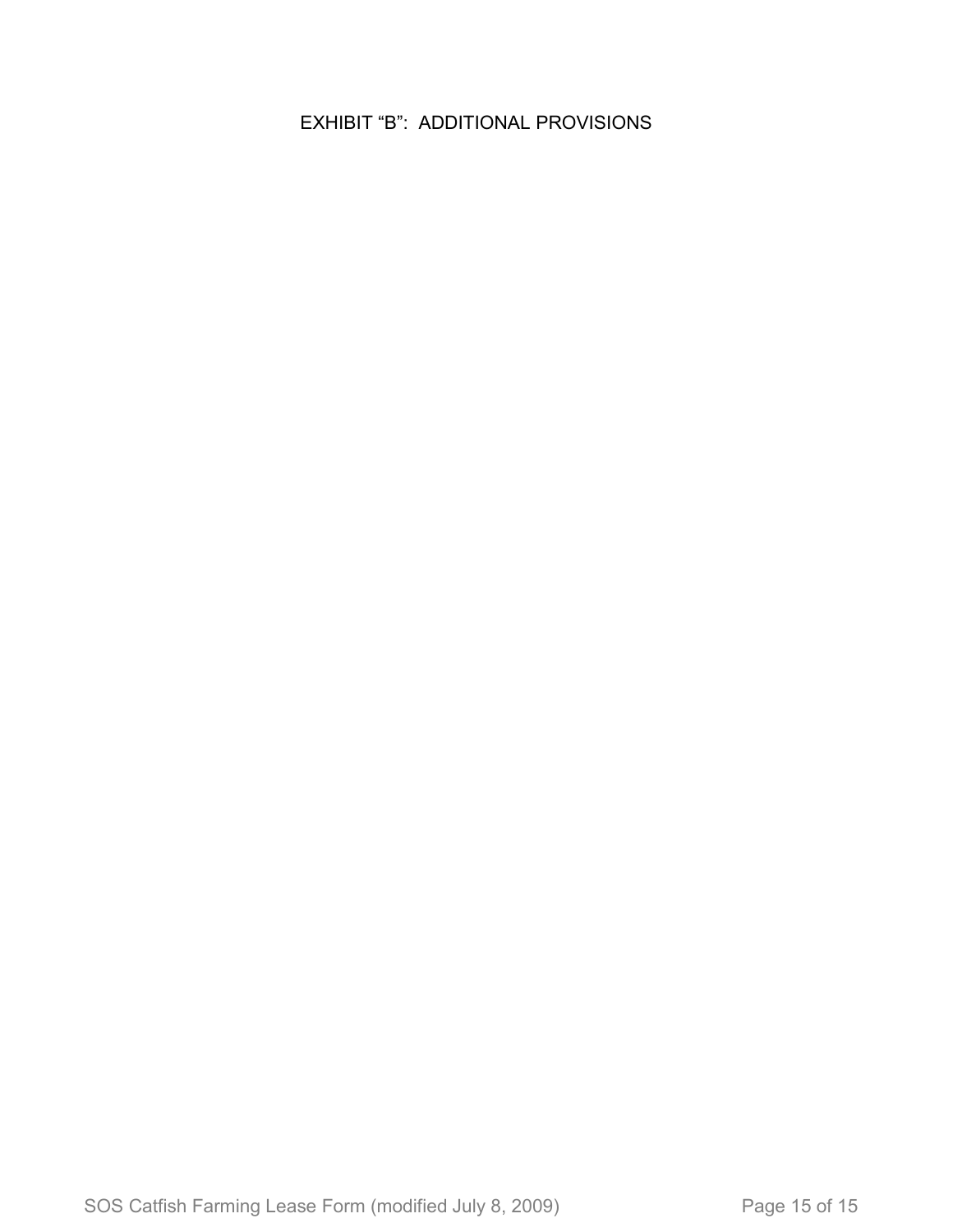# EXHIBIT "B": ADDITIONAL PROVISIONS